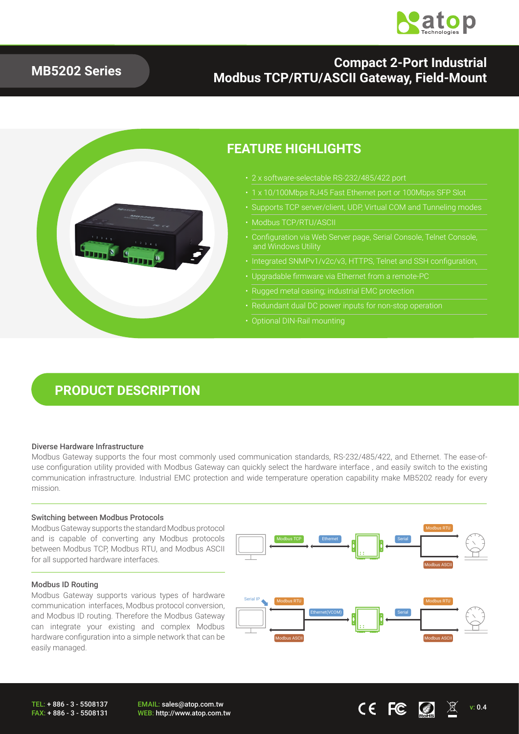# MB5202 Series

## Compact 2-Port Industrial Modbus TCP/RTU/ASCII Gateway, Field-Mount

## FEATURE HIGHLIGHTS

- 2 x software-selectable RS-232/485/422 port
- 1 x 10/100Mbps RJ45 Fast Ethernet port or 100Mbps SFP Slot
- Supports TCP server/client, UDP, Virtual COM and Tunneling modes
- Modbus TCP/RTU/ASCII
- Configuration via Web Server page, Serial Console, Telnet Console, and Windows Utility
- Integrated SNMPv1/v2c/v3, HTTPS, Telnet and SSH configuration,
- Upgradable firmware via Ethernet from a remote-PC
- Rugged metal casing; industrial EMC protection
- Redundant dual DC power inputs for non-stop operation
- Optional DIN-Rail mounting

## PRODUCT DESCRIPTION

### Diverse Hardware Infrastructure

Modbus Gateway supports the four most commonly used communication standards, RS-232/485/422, and Ethernet. The ease-of-use configuration utility provided with Modbus Gateway can quickly select the hardware interface , and easily switch to the existing communication infrastructure. Industrial EMC protection and wide temperature operation capability make MB5202 ready for every mission.

### Switching between Modbus Protocols

Modbus Gateway supports the standard Modbus protocol and is capable of converting any Modbus protocols between Modbus TCP, Modbus RTU, and Modbus ASCII for all supported hardware interfaces.

Modbus TCP — Ethernet — Serial — Modbus RTU / Modbus ASCII

### Modbus ID Routing

Modbus Gateway supports various types of hardware communication interfaces, Modbus protocol conversion, and Modbus ID routing. Therefore the Modbus Gateway can integrate your existing and complex Modbus hardware configuration into a simple network that can be easily managed.

Serial IP — Modbus RTU / Modbus ASCII — Ethernet(VCOM) — Serial — Modbus RTU / Modbus ASCII

TEL: + 886 - 3 - 5508137
FAX: + 886 - 3 - 5508131
EMAIL: sales@atop.com.tw
WEB: http://www.atop.com.tw

v: 0.4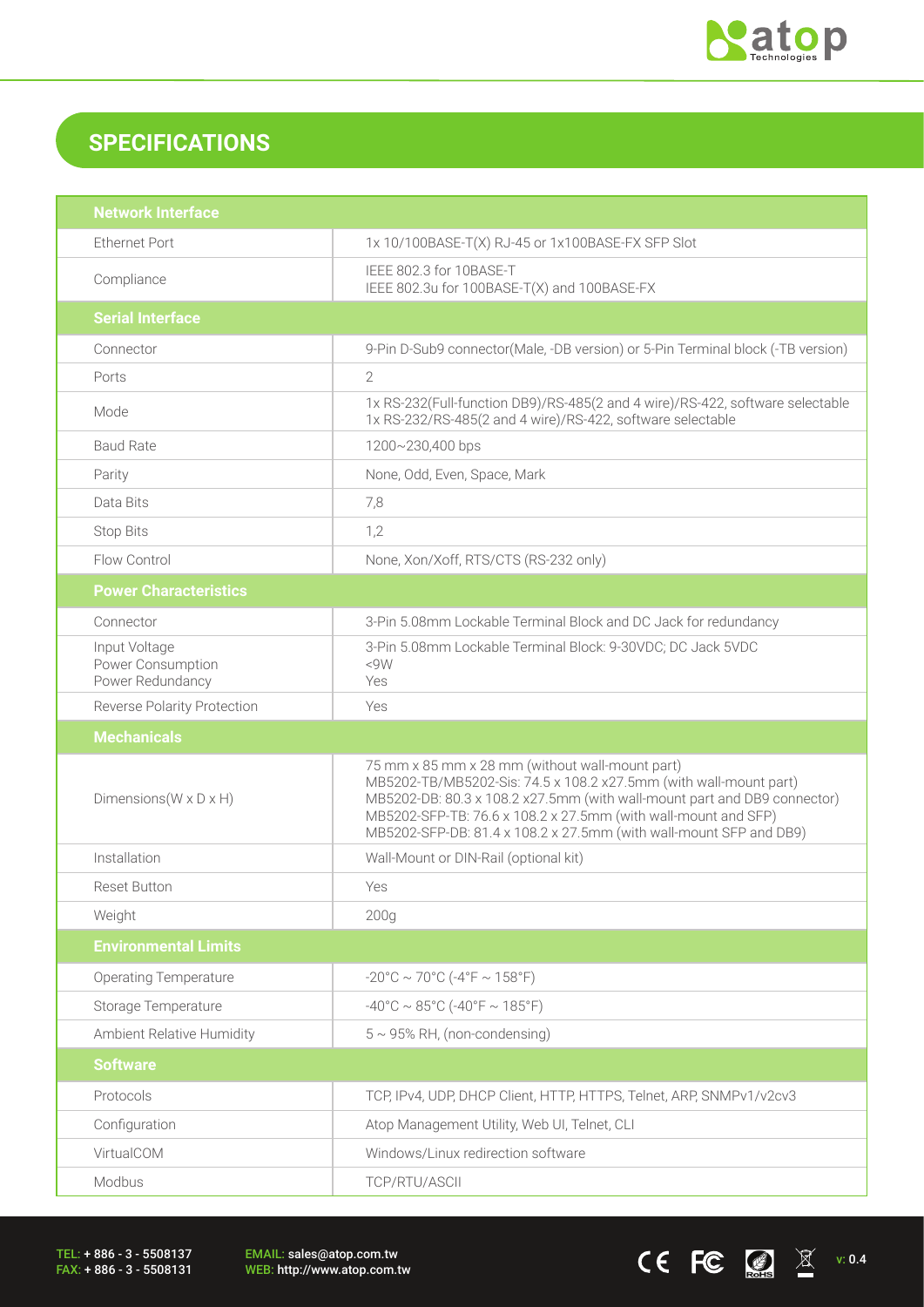## SPECIFICATIONS

| Network Interface | |
|---|---|
| Ethernet Port | 1x 10/100BASE-T(X) RJ-45 or 1x100BASE-FX SFP Slot |
| Compliance | IEEE 802.3 for 10BASE-T<br>IEEE 802.3u for 100BASE-T(X) and 100BASE-FX |
| **Serial Interface** | |
| Connector | 9-Pin D-Sub9 connector(Male, -DB version) or 5-Pin Terminal block (-TB version) |
| Ports | 2 |
| Mode | 1x RS-232(Full-function DB9)/RS-485(2 and 4 wire)/RS-422, software selectable<br>1x RS-232/RS-485(2 and 4 wire)/RS-422, software selectable |
| Baud Rate | 1200~230,400 bps |
| Parity | None, Odd, Even, Space, Mark |
| Data Bits | 7,8 |
| Stop Bits | 1,2 |
| Flow Control | None, Xon/Xoff, RTS/CTS (RS-232 only) |
| **Power Characteristics** | |
| Connector | 3-Pin 5.08mm Lockable Terminal Block and DC Jack for redundancy |
| Input Voltage<br>Power Consumption<br>Power Redundancy | 3-Pin 5.08mm Lockable Terminal Block: 9-30VDC; DC Jack 5VDC<br><9W<br>Yes |
| Reverse Polarity Protection | Yes |
| **Mechanicals** | |
| Dimensions(W x D x H) | 75 mm x 85 mm x 28 mm (without wall-mount part)<br>MB5202-TB/MB5202-Sis: 74.5 x 108.2 x27.5mm (with wall-mount part)<br>MB5202-DB: 80.3 x 108.2 x27.5mm (with wall-mount part and DB9 connector)<br>MB5202-SFP-TB: 76.6 x 108.2 x 27.5mm (with wall-mount and SFP)<br>MB5202-SFP-DB: 81.4 x 108.2 x 27.5mm (with wall-mount SFP and DB9) |
| Installation | Wall-Mount or DIN-Rail (optional kit) |
| Reset Button | Yes |
| Weight | 200g |
| **Environmental Limits** | |
| Operating Temperature | -20°C ~ 70°C (-4°F ~ 158°F) |
| Storage Temperature | -40°C ~ 85°C (-40°F ~ 185°F) |
| Ambient Relative Humidity | 5 ~ 95% RH, (non-condensing) |
| **Software** | |
| Protocols | TCP, IPv4, UDP, DHCP Client, HTTP, HTTPS, Telnet, ARP, SNMPv1/v2cv3 |
| Configuration | Atop Management Utility, Web UI, Telnet, CLI |
| VirtualCOM | Windows/Linux redirection software |
| Modbus | TCP/RTU/ASCII |

TEL: + 886 - 3 - 5508137
FAX: + 886 - 3 - 5508131

EMAIL: sales@atop.com.tw
WEB: http://www.atop.com.tw

v: 0.4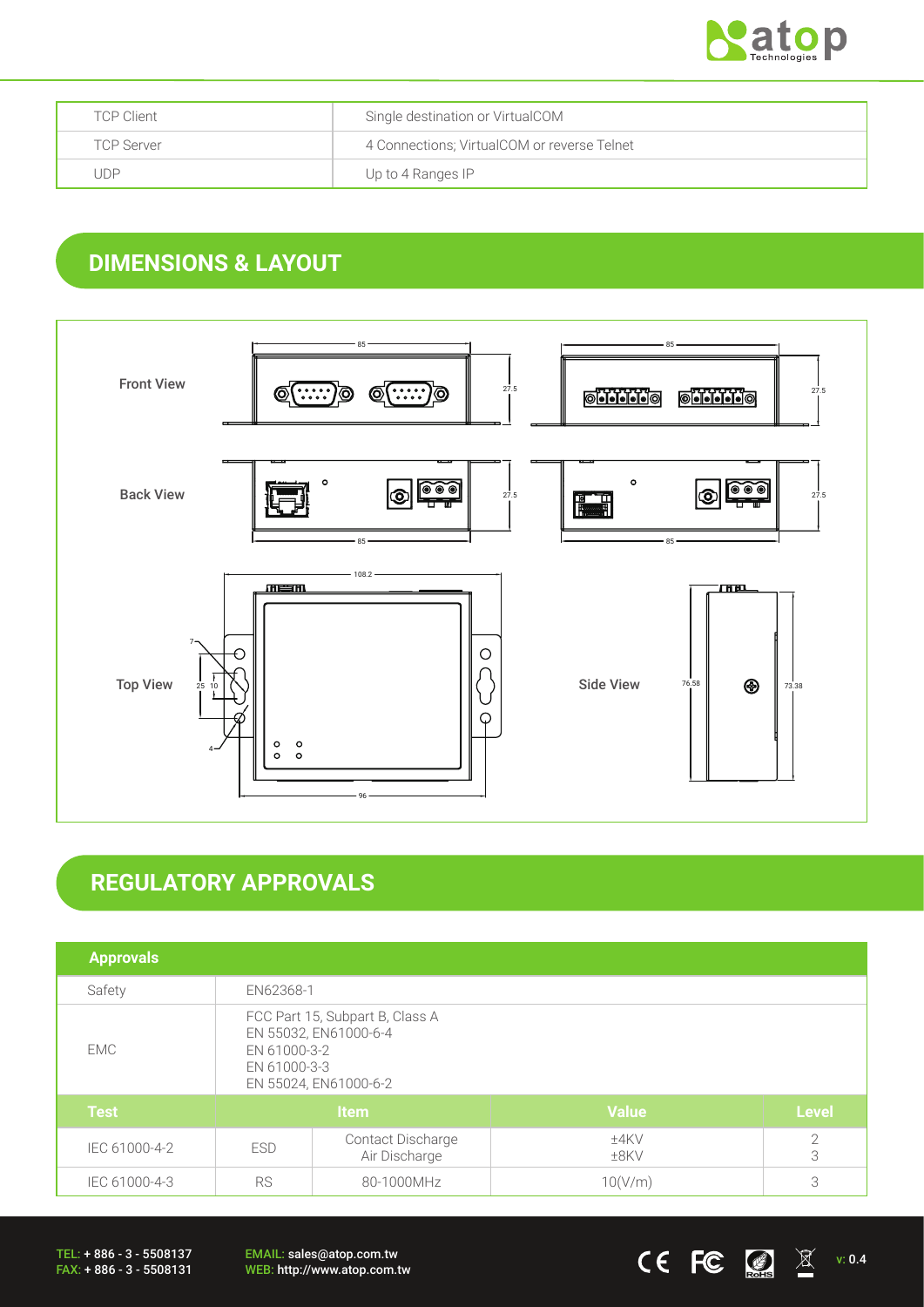| TCP Client | Single destination or VirtualCOM |
| --- | --- |
| TCP Server | 4 Connections; VirtualCOM or reverse Telnet |
| UDP | Up to 4 Ranges IP |

## DIMENSIONS & LAYOUT

Front View

Back View

Top View

Side View

## REGULATORY APPROVALS

| Approvals | | | | |
| --- | --- | --- | --- | --- |
| Safety | EN62368-1 | | | |
| EMC | FCC Part 15, Subpart B, Class A<br>EN 55032, EN61000-6-4<br>EN 61000-3-2<br>EN 61000-3-3<br>EN 55024, EN61000-6-2 | | | |
| **Test** | **Item** | | **Value** | **Level** |
| IEC 61000-4-2 | ESD | Contact Discharge<br>Air Discharge | ±4KV<br>±8KV | 2<br>3 |
| IEC 61000-4-3 | RS | 80-1000MHz | 10(V/m) | 3 |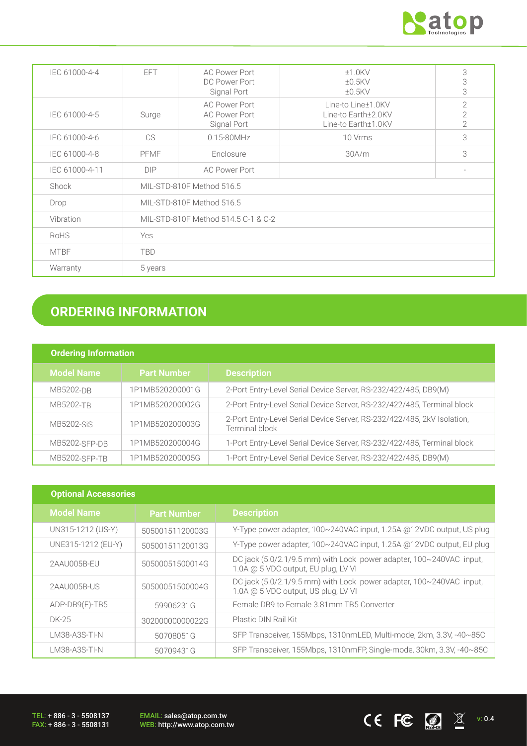| | | | | |
|---|---|---|---|---|
| IEC 61000-4-4 | EFT | AC Power Port<br>DC Power Port<br>Signal Port | ±1.0KV<br>±0.5KV<br>±0.5KV | 3<br>3<br>3 |
| IEC 61000-4-5 | Surge | AC Power Port<br>AC Power Port<br>Signal Port | Line-to Line±1.0KV<br>Line-to Earth±2.0KV<br>Line-to Earth±1.0KV | 2<br>2<br>2 |
| IEC 61000-4-6 | CS | 0.15-80MHz | 10 Vrms | 3 |
| IEC 61000-4-8 | PFMF | Enclosure | 30A/m | 3 |
| IEC 61000-4-11 | DIP | AC Power Port | | - |
| Shock | MIL-STD-810F Method 516.5 | | | |
| Drop | MIL-STD-810F Method 516.5 | | | |
| Vibration | MIL-STD-810F Method 514.5 C-1 & C-2 | | | |
| RoHS | Yes | | | |
| MTBF | TBD | | | |
| Warranty | 5 years | | | |

## ORDERING INFORMATION

### Ordering Information

| Model Name | Part Number | Description |
|---|---|---|
| MB5202-DB | 1P1MB520200001G | 2-Port Entry-Level Serial Device Server, RS-232/422/485, DB9(M) |
| MB5202-TB | 1P1MB520200002G | 2-Port Entry-Level Serial Device Server, RS-232/422/485, Terminal block |
| MB5202-SiS | 1P1MB520200003G | 2-Port Entry-Level Serial Device Server, RS-232/422/485, 2kV Isolation, Terminal block |
| MB5202-SFP-DB | 1P1MB520200004G | 1-Port Entry-Level Serial Device Server, RS-232/422/485, Terminal block |
| MB5202-SFP-TB | 1P1MB520200005G | 1-Port Entry-Level Serial Device Server, RS-232/422/485, DB9(M) |

### Optional Accessories

| Model Name | Part Number | Description |
|---|---|---|
| UN315-1212 (US-Y) | 50500151120003G | Y-Type power adapter, 100~240VAC input, 1.25A @12VDC output, US plug |
| UNE315-1212 (EU-Y) | 50500151120013G | Y-Type power adapter, 100~240VAC input, 1.25A @12VDC output, EU plug |
| 2AAU005B-EU | 50500051500014G | DC jack (5.0/2.1/9.5 mm) with Lock power adapter, 100~240VAC input, 1.0A @ 5 VDC output, EU plug, LV VI |
| 2AAU005B-US | 50500051500004G | DC jack (5.0/2.1/9.5 mm) with Lock power adapter, 100~240VAC input, 1.0A @ 5 VDC output, US plug, LV VI |
| ADP-DB9(F)-TB5 | 59906231G | Female DB9 to Female 3.81mm TB5 Converter |
| DK-25 | 30200000000022G | Plastic DIN Rail Kit |
| LM38-A3S-TI-N | 50708051G | SFP Transceiver, 155Mbps, 1310nmLED, Multi-mode, 2km, 3.3V, -40~85C |
| LM38-A3S-TI-N | 50709431G | SFP Transceiver, 155Mbps, 1310nmFP, Single-mode, 30km, 3.3V, -40~85C |

TEL: + 886 - 3 - 5508137
FAX: + 886 - 3 - 5508131

EMAIL: sales@atop.com.tw
WEB: http://www.atop.com.tw

v: 0.4